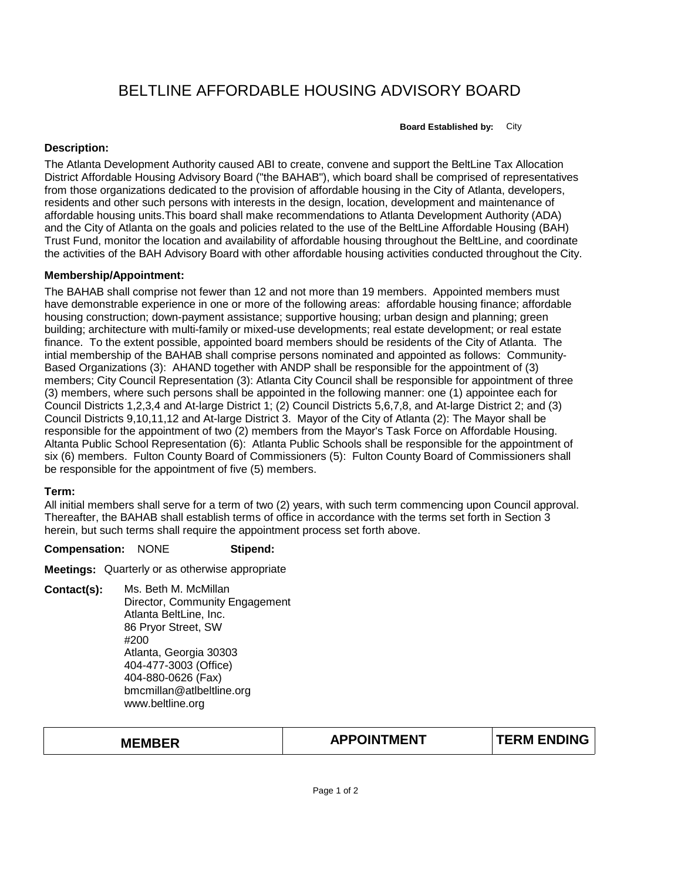# BELTLINE AFFORDABLE HOUSING ADVISORY BOARD

**Board Established by:** City

**Description:**

The Atlanta Development Authority caused ABI to create, convene and support the BeltLine Tax Allocation District Affordable Housing Advisory Board ("the BAHAB"), which board shall be comprised of representatives from those organizations dedicated to the provision of affordable housing in the City of Atlanta, developers, residents and other such persons with interests in the design, location, development and maintenance of affordable housing units.This board shall make recommendations to Atlanta Development Authority (ADA) and the City of Atlanta on the goals and policies related to the use of the BeltLine Affordable Housing (BAH) Trust Fund, monitor the location and availability of affordable housing throughout the BeltLine, and coordinate the activities of the BAH Advisory Board with other affordable housing activities conducted throughout the City.

**Membership/Appointment:**

The BAHAB shall comprise not fewer than 12 and not more than 19 members. Appointed members must have demonstrable experience in one or more of the following areas: affordable housing finance; affordable housing construction; down-payment assistance; supportive housing; urban design and planning; green building; architecture with multi-family or mixed-use developments; real estate development; or real estate finance. To the extent possible, appointed board members should be residents of the City of Atlanta. The intial membership of the BAHAB shall comprise persons nominated and appointed as follows: Community-Based Organizations (3): AHAND together with ANDP shall be responsible for the appointment of (3) members; City Council Representation (3): Atlanta City Council shall be responsible for appointment of three (3) members, where such persons shall be appointed in the following manner: one (1) appointee each for Council Districts 1,2,3,4 and At-large District 1; (2) Council Districts 5,6,7,8, and At-large District 2; and (3) Council Districts 9,10,11,12 and At-large District 3. Mayor of the City of Atlanta (2): The Mayor shall be responsible for the appointment of two (2) members from the Mayor's Task Force on Affordable Housing. Altanta Public School Representation (6): Atlanta Public Schools shall be responsible for the appointment of six (6) members. Fulton County Board of Commissioners (5): Fulton County Board of Commissioners shall be responsible for the appointment of five (5) members.

**Term:**

All initial members shall serve for a term of two (2) years, with such term commencing upon Council approval. Thereafter, the BAHAB shall establish terms of office in accordance with the terms set forth in Section 3 herein, but such terms shall require the appointment process set forth above.

**Compensation:** NONE **Stipend:**

**Meetings:** Quarterly or as otherwise appropriate

**Contact(s):**

Ms. Beth M. McMillan
Director, Community Engagement
Atlanta BeltLine, Inc.
86 Pryor Street, SW
#200
Atlanta, Georgia 30303
404-477-3003 (Office)
404-880-0626 (Fax)
bmcmillan@atlbeltline.org
www.beltline.org

| MEMBER | APPOINTMENT | TERM ENDING |
| --- | --- | --- |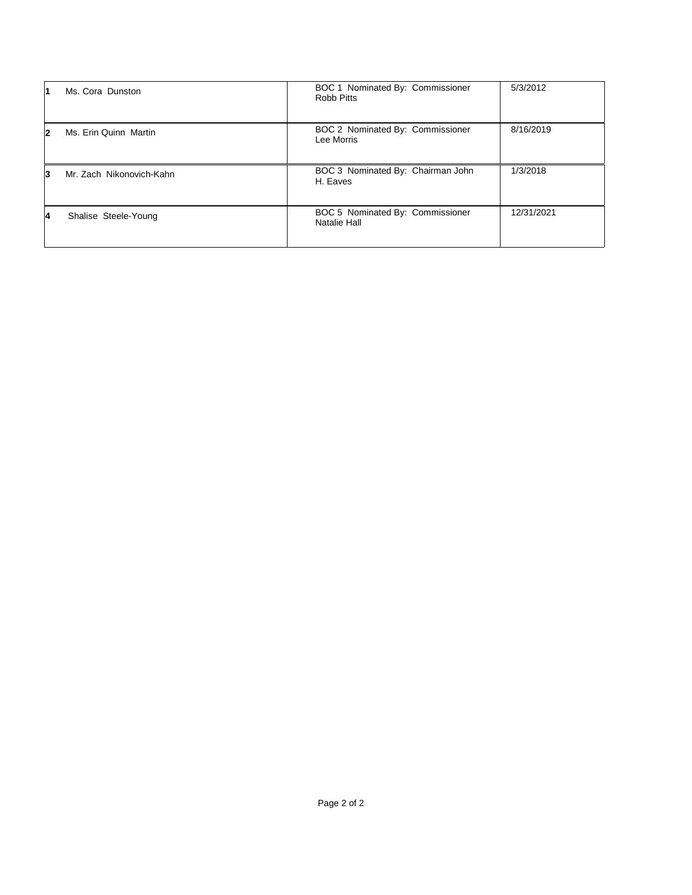| | | | |
|---|---|---|---|
| **1** | Ms. Cora Dunston | BOC 1 Nominated By: Commissioner Robb Pitts | 5/3/2012 |
| **2** | Ms. Erin Quinn Martin | BOC 2 Nominated By: Commissioner Lee Morris | 8/16/2019 |
| **3** | Mr. Zach Nikonovich-Kahn | BOC 3 Nominated By: Chairman John H. Eaves | 1/3/2018 |
| **4** | Shalise Steele-Young | BOC 5 Nominated By: Commissioner Natalie Hall | 12/31/2021 |